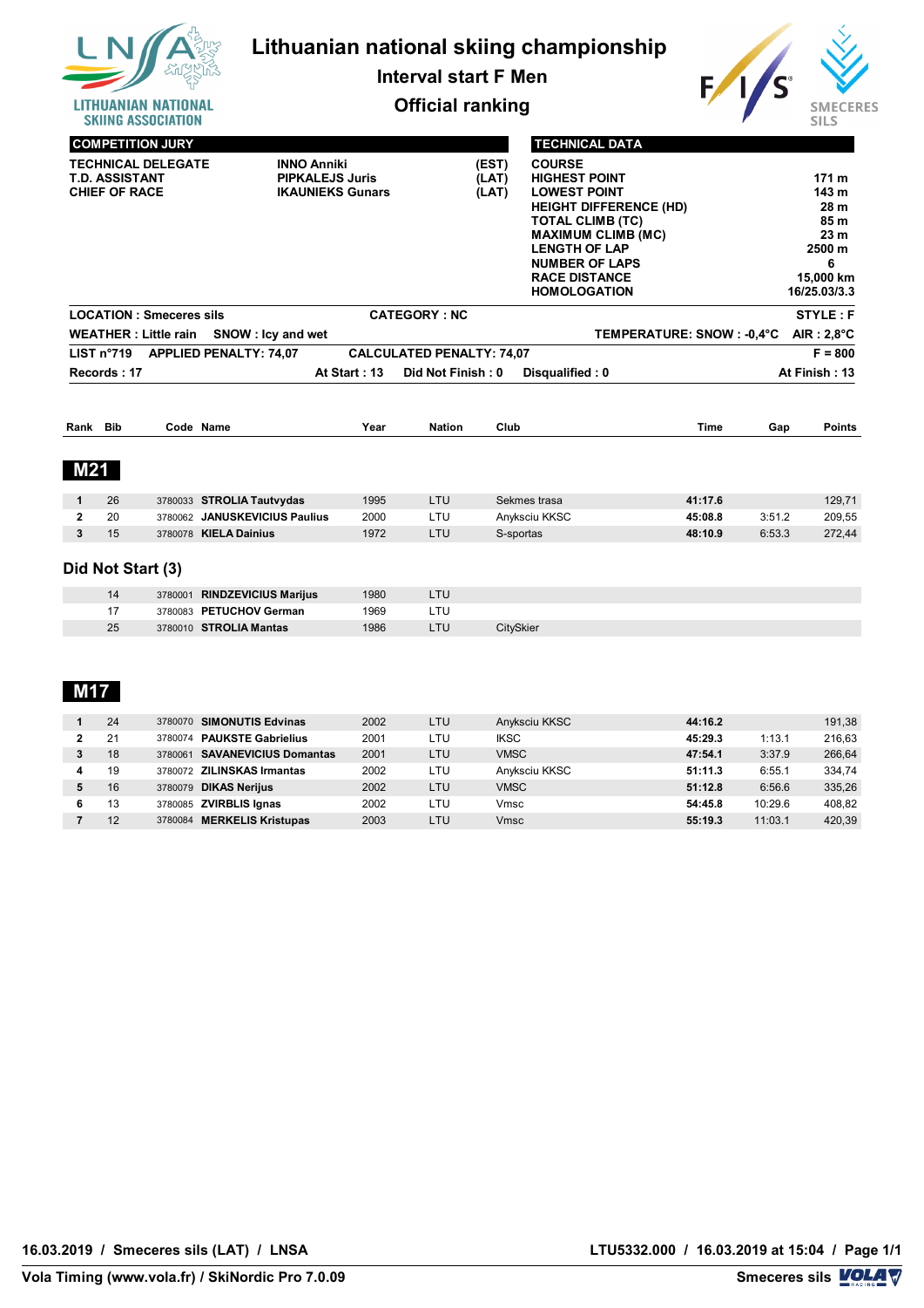# Lithuanian national skiing championship

## Interval start F Men

## Official ranking

LITHUANIAN NATIONAL SKIING ASSOCIATION

| COMPETITION JURY | | |
|---|---|---|
| TECHNICAL DELEGATE | INNO Anniki | (EST) |
| T.D. ASSISTANT | PIPKALEJS Juris | (LAT) |
| CHIEF OF RACE | IKAUNIEKS Gunars | (LAT) |

| TECHNICAL DATA | |
|---|---|
| COURSE | |
| HIGHEST POINT | 171 m |
| LOWEST POINT | 143 m |
| HEIGHT DIFFERENCE (HD) | 28 m |
| TOTAL CLIMB (TC) | 85 m |
| MAXIMUM CLIMB (MC) | 23 m |
| LENGTH OF LAP | 2500 m |
| NUMBER OF LAPS | 6 |
| RACE DISTANCE | 15,000 km |
| HOMOLOGATION | 16/25.03/3.3 |

**LOCATION :** Smeceres sils **CATEGORY : NC** **STYLE : F**

**WEATHER :** Little rain **SNOW :** Icy and wet **TEMPERATURE: SNOW : -0,4°C AIR : 2,8°C**

**LIST n°719 APPLIED PENALTY: 74,07 CALCULATED PENALTY: 74,07 F = 800**

**Records : 17 At Start : 13 Did Not Finish : 0 Disqualified : 0 At Finish : 13**

## M21

| Rank | Bib | Code | Name | Year | Nation | Club | Time | Gap | Points |
|---|---|---|---|---|---|---|---|---|---|
| 1 | 26 | 3780033 | STROLIA Tautvydas | 1995 | LTU | Sekmes trasa | 41:17.6 | | 129,71 |
| 2 | 20 | 3780062 | JANUSKEVICIUS Paulius | 2000 | LTU | Anyksciu KKSC | 45:08.8 | 3:51.2 | 209,55 |
| 3 | 15 | 3780078 | KIELA Dainius | 1972 | LTU | S-sportas | 48:10.9 | 6:53.3 | 272,44 |

### Did Not Start (3)

| Bib | Code | Name | Year | Nation | Club |
|---|---|---|---|---|---|
| 14 | 3780001 | RINDZEVICIUS Marijus | 1980 | LTU | |
| 17 | 3780083 | PETUCHOV German | 1969 | LTU | |
| 25 | 3780010 | STROLIA Mantas | 1986 | LTU | CitySkier |

## M17

| Rank | Bib | Code | Name | Year | Nation | Club | Time | Gap | Points |
|---|---|---|---|---|---|---|---|---|---|
| 1 | 24 | 3780070 | SIMONUTIS Edvinas | 2002 | LTU | Anyksciu KKSC | 44:16.2 | | 191,38 |
| 2 | 21 | 3780074 | PAUKSTE Gabrielius | 2001 | LTU | IKSC | 45:29.3 | 1:13.1 | 216,63 |
| 3 | 18 | 3780061 | SAVANEVICIUS Domantas | 2001 | LTU | VMSC | 47:54.1 | 3:37.9 | 266,64 |
| 4 | 19 | 3780072 | ZILINSKAS Irmantas | 2002 | LTU | Anyksciu KKSC | 51:11.3 | 6:55.1 | 334,74 |
| 5 | 16 | 3780079 | DIKAS Nerijus | 2002 | LTU | VMSC | 51:12.8 | 6:56.6 | 335,26 |
| 6 | 13 | 3780085 | ZVIRBLIS Ignas | 2002 | LTU | Vmsc | 54:45.8 | 10:29.6 | 408,82 |
| 7 | 12 | 3780084 | MERKELIS Kristupas | 2003 | LTU | Vmsc | 55:19.3 | 11:03.1 | 420,39 |

16.03.2019 / Smeceres sils (LAT) / LNSA — LTU5332.000 / 16.03.2019 at 15:04

Vola Timing (www.vola.fr) / SkiNordic Pro 7.0.09 — Smeceres sils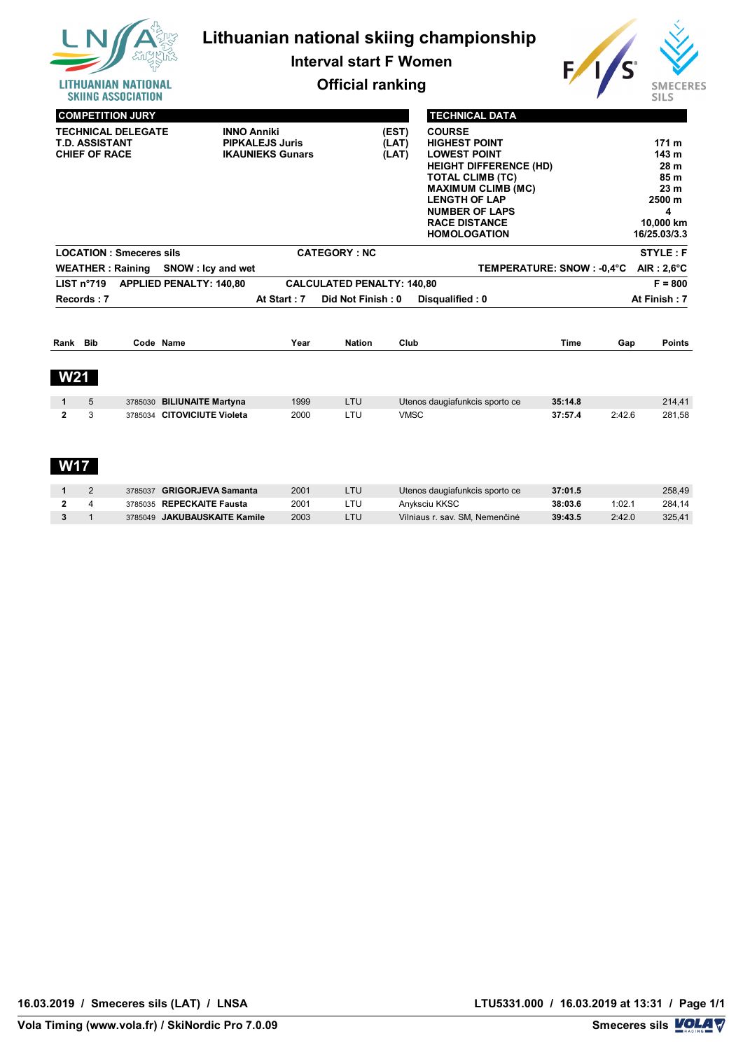# Lithuanian national skiing championship

## Interval start F Women

## Official ranking

LITHUANIAN NATIONAL SKIING ASSOCIATION

SMECERES SILS

| COMPETITION JURY | | |
|---|---|---|
| TECHNICAL DELEGATE | INNO Anniki | (EST) |
| T.D. ASSISTANT | PIPKALEJS Juris | (LAT) |
| CHIEF OF RACE | IKAUNIEKS Gunars | (LAT) |

| TECHNICAL DATA | |
|---|---|
| COURSE | |
| HIGHEST POINT | 171 m |
| LOWEST POINT | 143 m |
| HEIGHT DIFFERENCE (HD) | 28 m |
| TOTAL CLIMB (TC) | 85 m |
| MAXIMUM CLIMB (MC) | 23 m |
| LENGTH OF LAP | 2500 m |
| NUMBER OF LAPS | 4 |
| RACE DISTANCE | 10,000 km |
| HOMOLOGATION | 16/25.03/3.3 |

**LOCATION : Smeceres sils** **CATEGORY : NC** **STYLE : F**

**WEATHER : Raining** **SNOW : Icy and wet** **TEMPERATURE: SNOW : -0,4°C** **AIR : 2,6°C**

**LIST n°719** **APPLIED PENALTY: 140,80** **CALCULATED PENALTY: 140,80** **F = 800**

**Records : 7** **At Start : 7** **Did Not Finish : 0** **Disqualified : 0** **At Finish : 7**

### W21

| Rank | Bib | Code | Name | Year | Nation | Club | Time | Gap | Points |
|---|---|---|---|---|---|---|---|---|---|
| 1 | 5 | 3785030 | BILIUNAITE Martyna | 1999 | LTU | Utenos daugiafunkcis sporto ce | 35:14.8 | | 214,41 |
| 2 | 3 | 3785034 | CITOVICIUTE Violeta | 2000 | LTU | VMSC | 37:57.4 | 2:42.6 | 281,58 |

### W17

| Rank | Bib | Code | Name | Year | Nation | Club | Time | Gap | Points |
|---|---|---|---|---|---|---|---|---|---|
| 1 | 2 | 3785037 | GRIGORJEVA Samanta | 2001 | LTU | Utenos daugiafunkcis sporto ce | 37:01.5 | | 258,49 |
| 2 | 4 | 3785035 | REPECKAITE Fausta | 2001 | LTU | Anyksciu KKSC | 38:03.6 | 1:02.1 | 284,14 |
| 3 | 1 | 3785049 | JAKUBAUSKAITE Kamile | 2003 | LTU | Vilniaus r. sav. SM, Nemenčinė | 39:43.5 | 2:42.0 | 325,41 |

16.03.2019 / Smeceres sils (LAT) / LNSA — LTU5331.000 / 16.03.2019 at 13:31

Vola Timing (www.vola.fr) / SkiNordic Pro 7.0.09 — Smeceres sils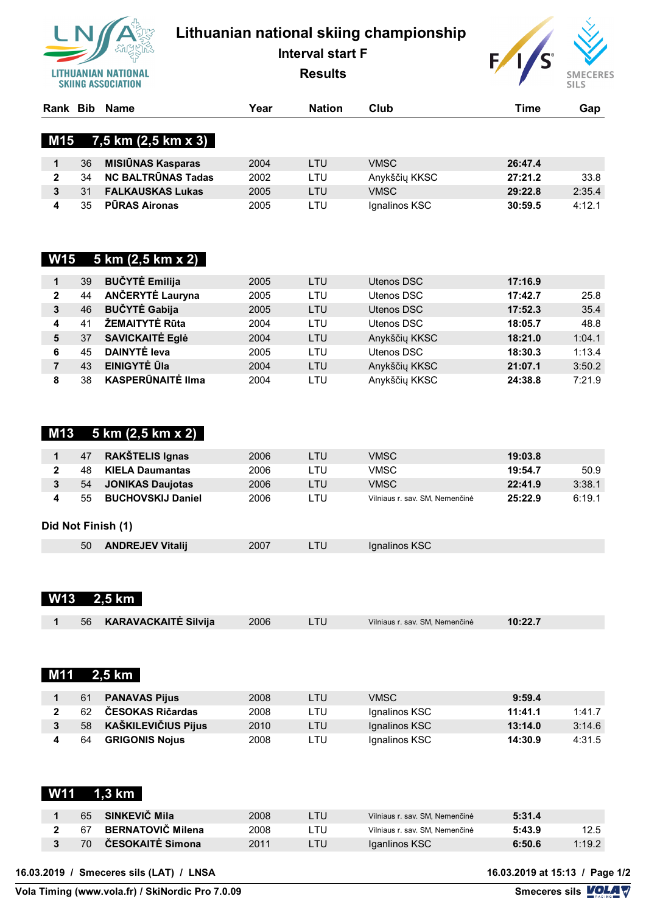# Lithuanian national skiing championship

## Interval start F

## Results

LITHUANIAN NATIONAL SKIING ASSOCIATION

### M15 7,5 km (2,5 km x 3)

| Rank | Bib | Name | Year | Nation | Club | Time | Gap |
|---|---|---|---|---|---|---|---|
| 1 | 36 | **MISIŪNAS Kasparas** | 2004 | LTU | VMSC | **26:47.4** | |
| 2 | 34 | **NC BALTRŪNAS Tadas** | 2002 | LTU | Anykščių KKSC | **27:21.2** | 33.8 |
| 3 | 31 | **FALKAUSKAS Lukas** | 2005 | LTU | VMSC | **29:22.8** | 2:35.4 |
| 4 | 35 | **PŪRAS Aironas** | 2005 | LTU | Ignalinos KSC | **30:59.5** | 4:12.1 |

### W15 5 km (2,5 km x 2)

| Rank | Bib | Name | Year | Nation | Club | Time | Gap |
|---|---|---|---|---|---|---|---|
| 1 | 39 | **BUČYTĖ Emilija** | 2005 | LTU | Utenos DSC | **17:16.9** | |
| 2 | 44 | **ANČERYTĖ Lauryna** | 2005 | LTU | Utenos DSC | **17:42.7** | 25.8 |
| 3 | 46 | **BUČYTĖ Gabija** | 2005 | LTU | Utenos DSC | **17:52.3** | 35.4 |
| 4 | 41 | **ŽEMAITYTĖ Rūta** | 2004 | LTU | Utenos DSC | **18:05.7** | 48.8 |
| 5 | 37 | **SAVICKAITĖ Eglė** | 2004 | LTU | Anykščių KKSC | **18:21.0** | 1:04.1 |
| 6 | 45 | **DAINYTĖ Ieva** | 2005 | LTU | Utenos DSC | **18:30.3** | 1:13.4 |
| 7 | 43 | **EINIGYTĖ Ūla** | 2004 | LTU | Anykščių KKSC | **21:07.1** | 3:50.2 |
| 8 | 38 | **KASPERŪNAITĖ Ilma** | 2004 | LTU | Anykščių KKSC | **24:38.8** | 7:21.9 |

### M13 5 km (2,5 km x 2)

| Rank | Bib | Name | Year | Nation | Club | Time | Gap |
|---|---|---|---|---|---|---|---|
| 1 | 47 | **RAKŠTELIS Ignas** | 2006 | LTU | VMSC | **19:03.8** | |
| 2 | 48 | **KIELA Daumantas** | 2006 | LTU | VMSC | **19:54.7** | 50.9 |
| 3 | 54 | **JONIKAS Daujotas** | 2006 | LTU | VMSC | **22:41.9** | 3:38.1 |
| 4 | 55 | **BUCHOVSKIJ Daniel** | 2006 | LTU | Vilniaus r. sav. SM, Nemenčinė | **25:22.9** | 6:19.1 |

**Did Not Finish (1)**

| Rank | Bib | Name | Year | Nation | Club | Time | Gap |
|---|---|---|---|---|---|---|---|
| | 50 | **ANDREJEV Vitalij** | 2007 | LTU | Ignalinos KSC | | |

### W13 2,5 km

| Rank | Bib | Name | Year | Nation | Club | Time | Gap |
|---|---|---|---|---|---|---|---|
| 1 | 56 | **KARAVACKAITĖ Silvija** | 2006 | LTU | Vilniaus r. sav. SM, Nemenčinė | **10:22.7** | |

### M11 2,5 km

| Rank | Bib | Name | Year | Nation | Club | Time | Gap |
|---|---|---|---|---|---|---|---|
| 1 | 61 | **PANAVAS Pijus** | 2008 | LTU | VMSC | **9:59.4** | |
| 2 | 62 | **ČESOKAS Ričardas** | 2008 | LTU | Ignalinos KSC | **11:41.1** | 1:41.7 |
| 3 | 58 | **KAŠKILEVIČIUS Pijus** | 2010 | LTU | Ignalinos KSC | **13:14.0** | 3:14.6 |
| 4 | 64 | **GRIGONIS Nojus** | 2008 | LTU | Ignalinos KSC | **14:30.9** | 4:31.5 |

### W11 1,3 km

| Rank | Bib | Name | Year | Nation | Club | Time | Gap |
|---|---|---|---|---|---|---|---|
| 1 | 65 | **SINKEVIČ Mila** | 2008 | LTU | Vilniaus r. sav. SM, Nemenčinė | **5:31.4** | |
| 2 | 67 | **BERNATOVIČ Milena** | 2008 | LTU | Vilniaus r. sav. SM, Nemenčinė | **5:43.9** | 12.5 |
| 3 | 70 | **ČESOKAITĖ Simona** | 2011 | LTU | Iganlinos KSC | **6:50.6** | 1:19.2 |

**16.03.2019 / Smeceres sils (LAT) / LNSA** — **16.03.2019 at 15:13**

**Vola Timing (www.vola.fr) / SkiNordic Pro 7.0.09** — **Smeceres sils**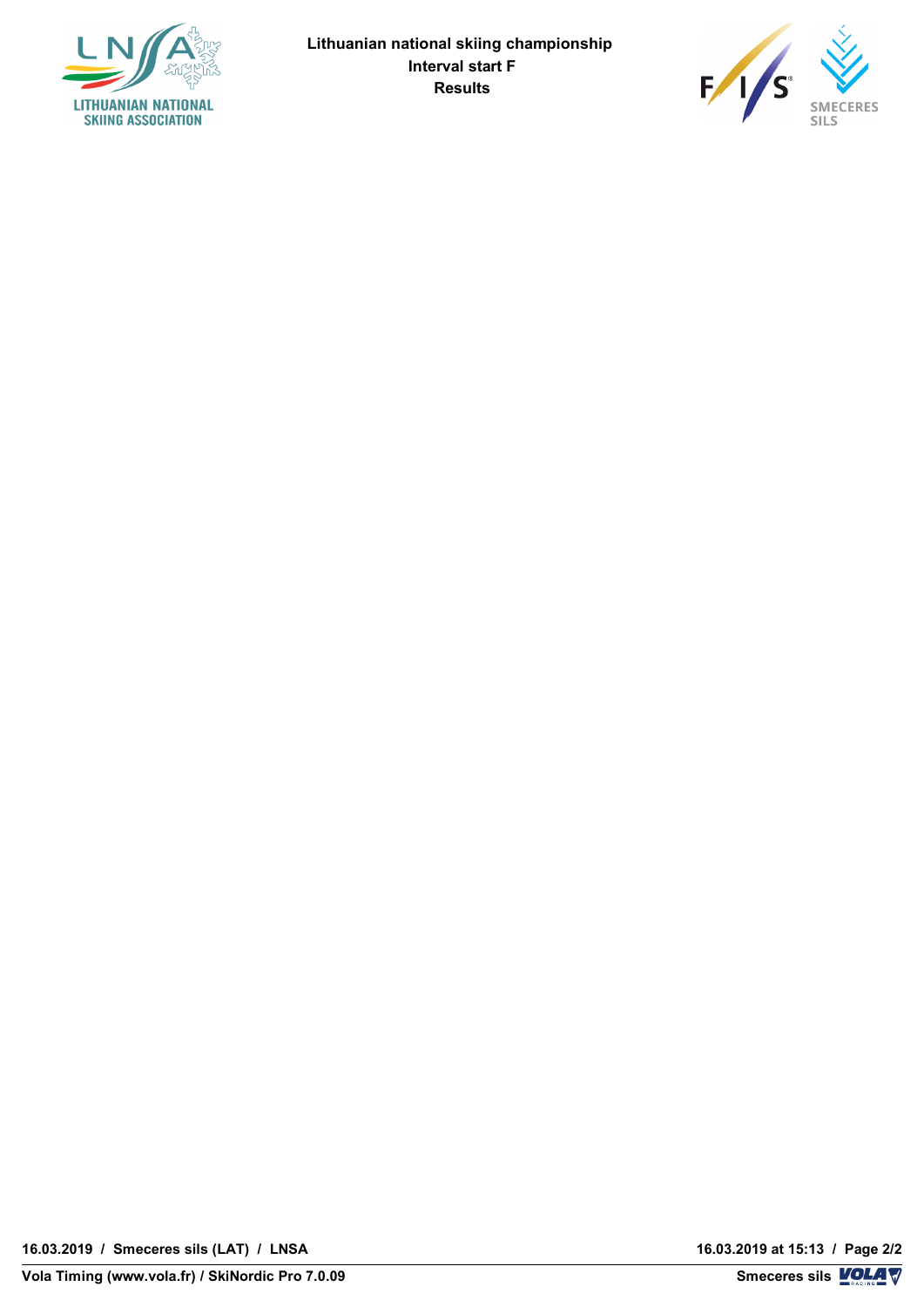**Lithuanian national skiing championship**
**Interval start F**
**Results**